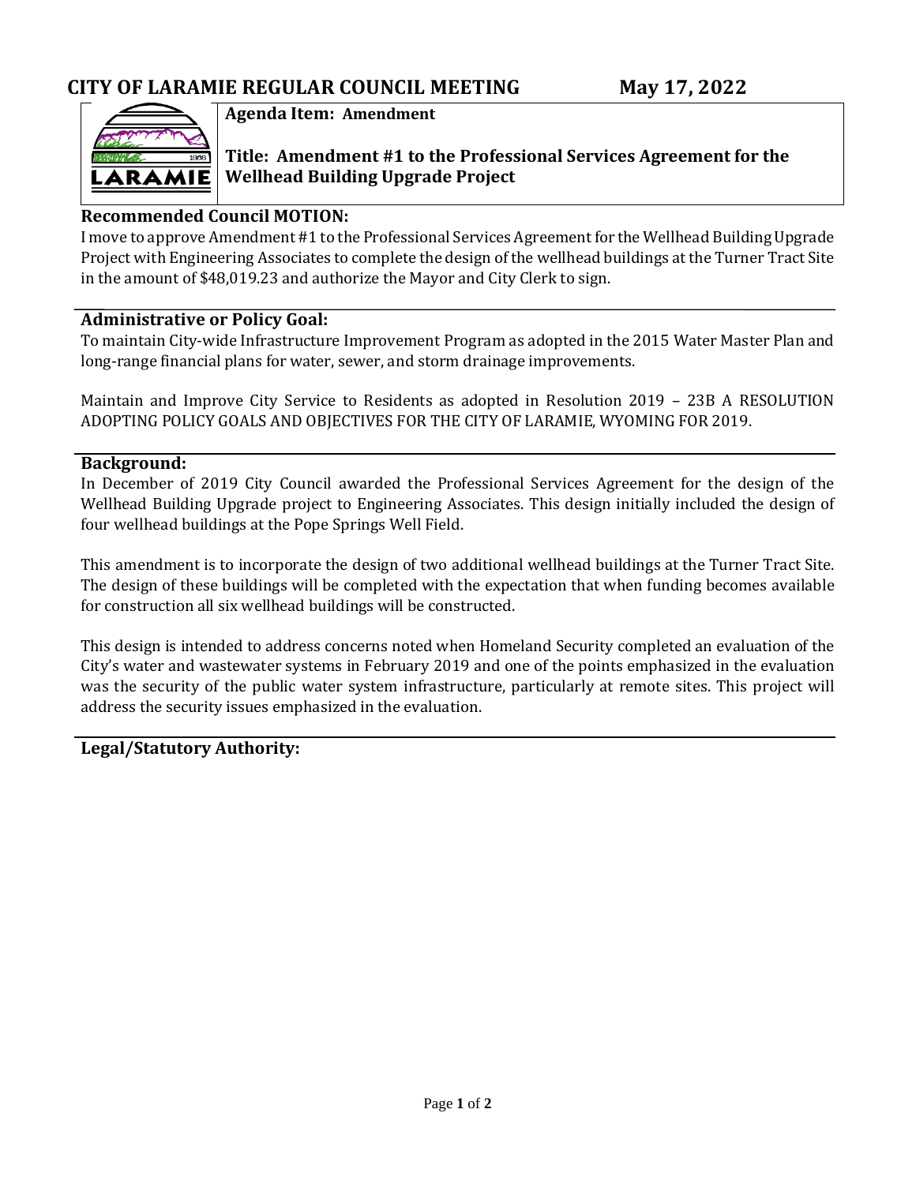# CITY OF LARAMIE REGULAR COUNCIL MEETING May 17, 2022

**Agenda Item: Amendment**

**Title: Amendment #1 to the Professional Services Agreement for the Wellhead Building Upgrade Project**

## Recommended Council MOTION:

I move to approve Amendment #1 to the Professional Services Agreement for the Wellhead Building Upgrade Project with Engineering Associates to complete the design of the wellhead buildings at the Turner Tract Site in the amount of $48,019.23 and authorize the Mayor and City Clerk to sign.

## Administrative or Policy Goal:

To maintain City-wide Infrastructure Improvement Program as adopted in the 2015 Water Master Plan and long-range financial plans for water, sewer, and storm drainage improvements.

Maintain and Improve City Service to Residents as adopted in Resolution 2019 – 23B A RESOLUTION ADOPTING POLICY GOALS AND OBJECTIVES FOR THE CITY OF LARAMIE, WYOMING FOR 2019.

## Background:

In December of 2019 City Council awarded the Professional Services Agreement for the design of the Wellhead Building Upgrade project to Engineering Associates. This design initially included the design of four wellhead buildings at the Pope Springs Well Field.

This amendment is to incorporate the design of two additional wellhead buildings at the Turner Tract Site. The design of these buildings will be completed with the expectation that when funding becomes available for construction all six wellhead buildings will be constructed.

This design is intended to address concerns noted when Homeland Security completed an evaluation of the City's water and wastewater systems in February 2019 and one of the points emphasized in the evaluation was the security of the public water system infrastructure, particularly at remote sites. This project will address the security issues emphasized in the evaluation.

## Legal/Statutory Authority: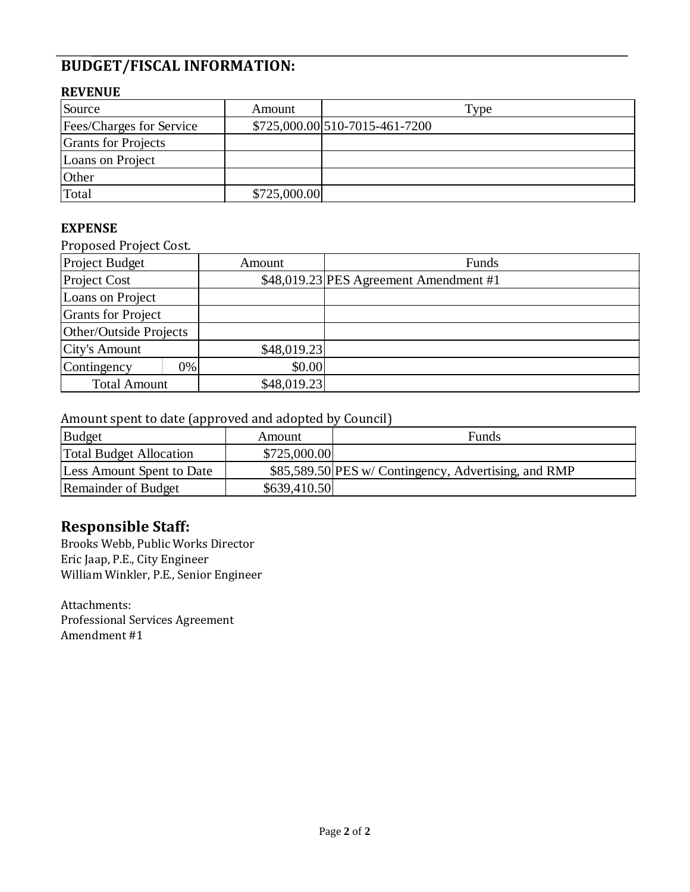## BUDGET/FISCAL INFORMATION:

**REVENUE**

| Source | Amount | Type |
|---|---|---|
| Fees/Charges for Service | $725,000.00 | 510-7015-461-7200 |
| Grants for Projects | | |
| Loans on Project | | |
| Other | | |
| Total | $725,000.00 | |

**EXPENSE**

Proposed Project Cost.

| Project Budget | | Amount | Funds |
|---|---|---|---|
| Project Cost | | $48,019.23 | PES Agreement Amendment #1 |
| Loans on Project | | | |
| Grants for Project | | | |
| Other/Outside Projects | | | |
| City's Amount | | $48,019.23 | |
| Contingency | 0% | $0.00 | |
| Total Amount | | $48,019.23 | |

Amount spent to date (approved and adopted by Council)

| Budget | Amount | Funds |
|---|---|---|
| Total Budget Allocation | $725,000.00 | |
| Less Amount Spent to Date | $85,589.50 | PES w/ Contingency, Advertising, and RMP |
| Remainder of Budget | $639,410.50 | |

## Responsible Staff:

Brooks Webb, Public Works Director
Eric Jaap, P.E., City Engineer
William Winkler, P.E., Senior Engineer

Attachments:
Professional Services Agreement
Amendment #1